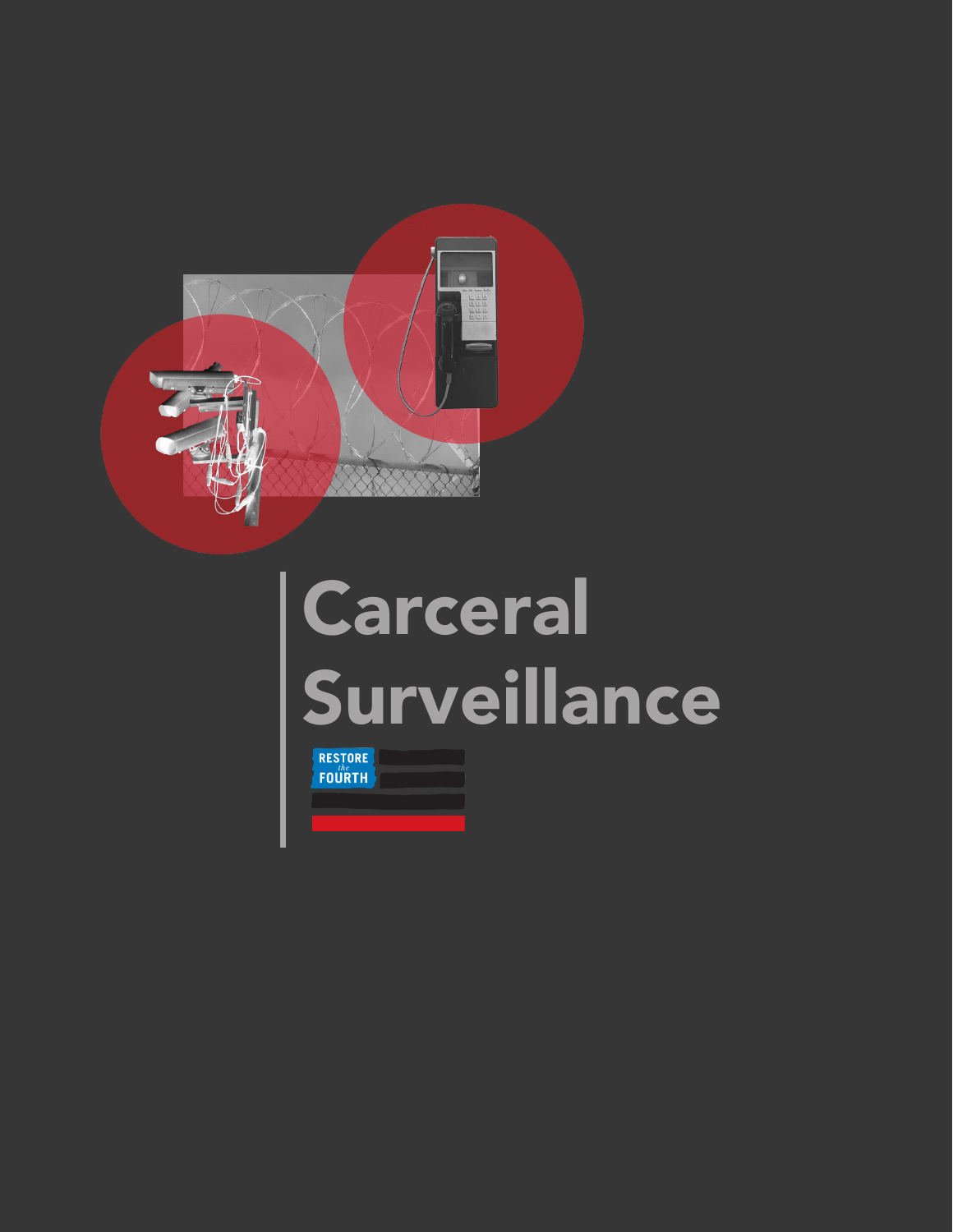# Carceral Surveillance

RESTORE *the* FOURTH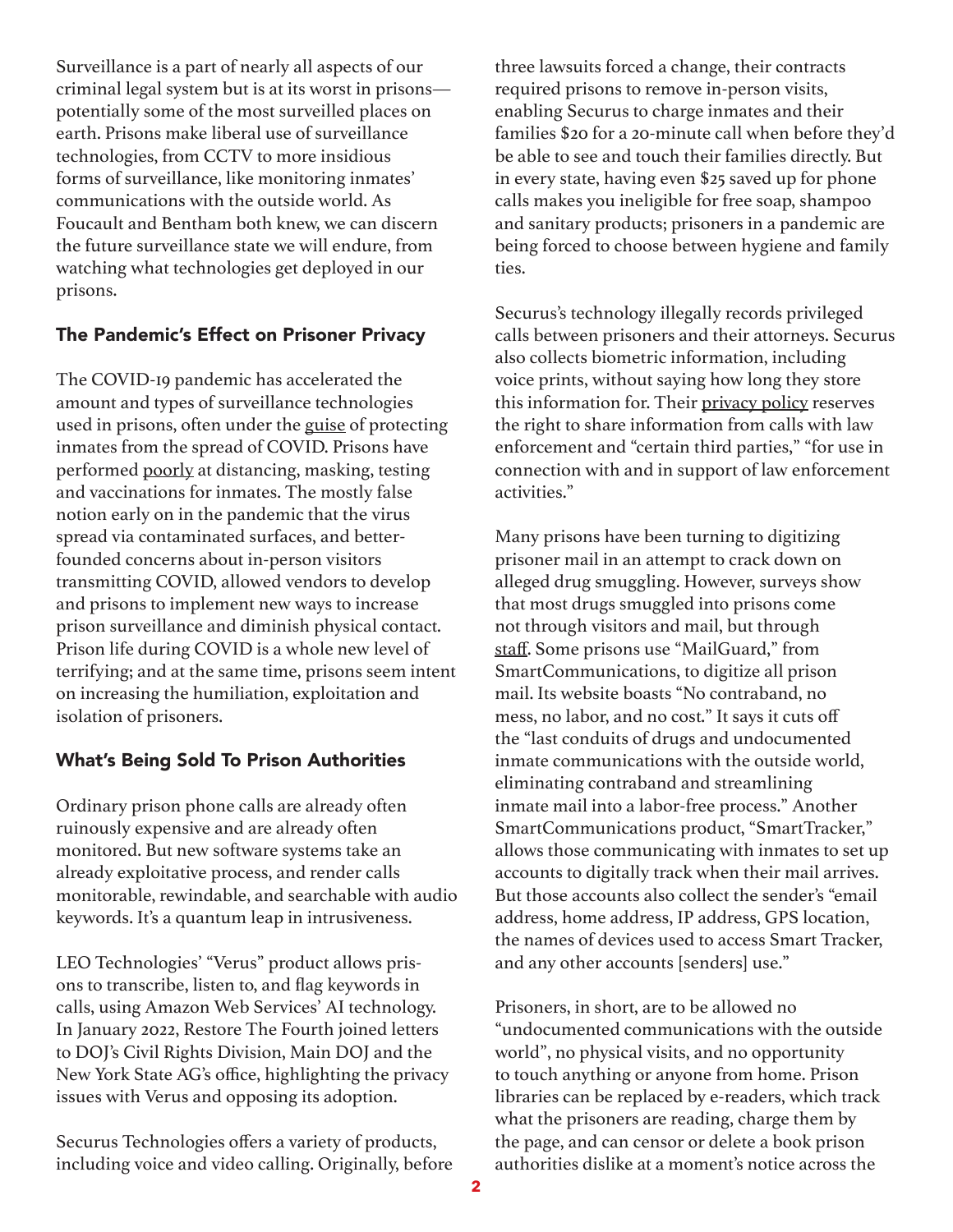Surveillance is a part of nearly all aspects of our criminal legal system but is at its worst in prisons—potentially some of the most surveilled places on earth. Prisons make liberal use of surveillance technologies, from CCTV to more insidious forms of surveillance, like monitoring inmates' communications with the outside world. As Foucault and Bentham both knew, we can discern the future surveillance state we will endure, from watching what technologies get deployed in our prisons.

## The Pandemic's Effect on Prisoner Privacy

The COVID-19 pandemic has accelerated the amount and types of surveillance technologies used in prisons, often under the guise of protecting inmates from the spread of COVID. Prisons have performed poorly at distancing, masking, testing and vaccinations for inmates. The mostly false notion early on in the pandemic that the virus spread via contaminated surfaces, and better-founded concerns about in-person visitors transmitting COVID, allowed vendors to develop and prisons to implement new ways to increase prison surveillance and diminish physical contact. Prison life during COVID is a whole new level of terrifying; and at the same time, prisons seem intent on increasing the humiliation, exploitation and isolation of prisoners.

## What's Being Sold To Prison Authorities

Ordinary prison phone calls are already often ruinously expensive and are already often monitored. But new software systems take an already exploitative process, and render calls monitorable, rewindable, and searchable with audio keywords. It's a quantum leap in intrusiveness.

LEO Technologies' "Verus" product allows prisons to transcribe, listen to, and flag keywords in calls, using Amazon Web Services' AI technology. In January 2022, Restore The Fourth joined letters to DOJ's Civil Rights Division, Main DOJ and the New York State AG's office, highlighting the privacy issues with Verus and opposing its adoption.

Securus Technologies offers a variety of products, including voice and video calling. Originally, before three lawsuits forced a change, their contracts required prisons to remove in-person visits, enabling Securus to charge inmates and their families $20 for a 20-minute call when before they'd be able to see and touch their families directly. But in every state, having even $25 saved up for phone calls makes you ineligible for free soap, shampoo and sanitary products; prisoners in a pandemic are being forced to choose between hygiene and family ties.

Securus's technology illegally records privileged calls between prisoners and their attorneys. Securus also collects biometric information, including voice prints, without saying how long they store this information for. Their privacy policy reserves the right to share information from calls with law enforcement and "certain third parties," "for use in connection with and in support of law enforcement activities."

Many prisons have been turning to digitizing prisoner mail in an attempt to crack down on alleged drug smuggling. However, surveys show that most drugs smuggled into prisons come not through visitors and mail, but through staff. Some prisons use "MailGuard," from SmartCommunications, to digitize all prison mail. Its website boasts "No contraband, no mess, no labor, and no cost." It says it cuts off the "last conduits of drugs and undocumented inmate communications with the outside world, eliminating contraband and streamlining inmate mail into a labor-free process." Another SmartCommunications product, "SmartTracker," allows those communicating with inmates to set up accounts to digitally track when their mail arrives. But those accounts also collect the sender's "email address, home address, IP address, GPS location, the names of devices used to access Smart Tracker, and any other accounts [senders] use."

Prisoners, in short, are to be allowed no "undocumented communications with the outside world", no physical visits, and no opportunity to touch anything or anyone from home. Prison libraries can be replaced by e-readers, which track what the prisoners are reading, charge them by the page, and can censor or delete a book prison authorities dislike at a moment's notice across the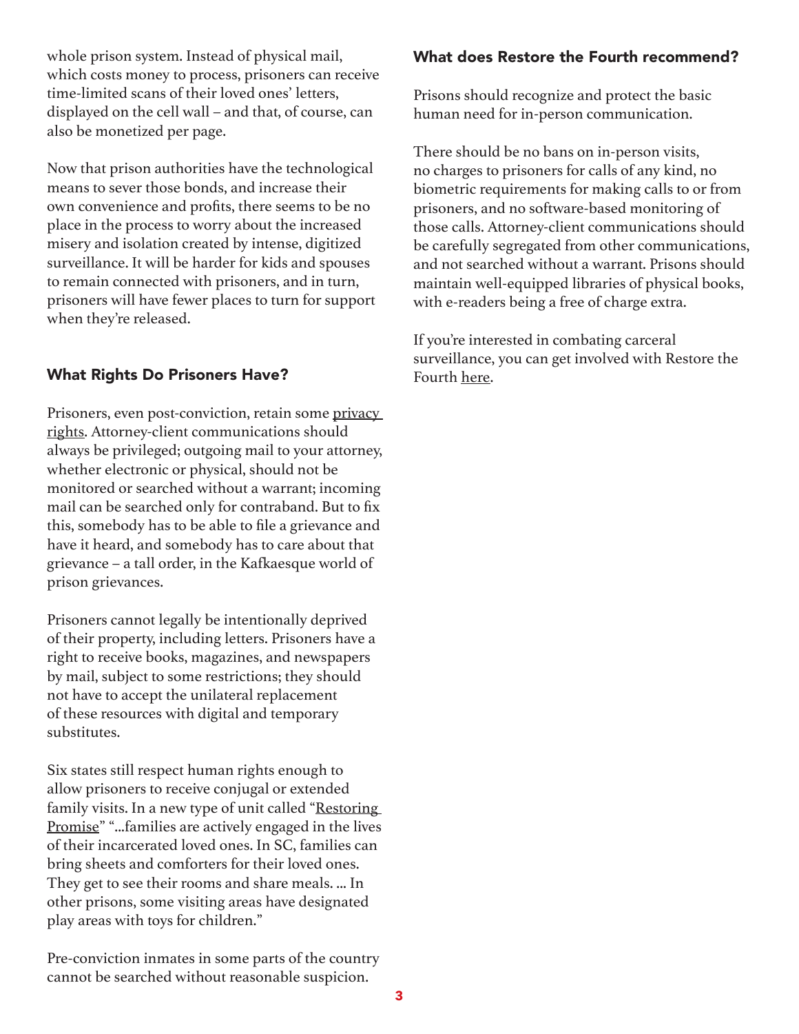whole prison system. Instead of physical mail, which costs money to process, prisoners can receive time-limited scans of their loved ones' letters, displayed on the cell wall – and that, of course, can also be monetized per page.

Now that prison authorities have the technological means to sever those bonds, and increase their own convenience and profits, there seems to be no place in the process to worry about the increased misery and isolation created by intense, digitized surveillance. It will be harder for kids and spouses to remain connected with prisoners, and in turn, prisoners will have fewer places to turn for support when they're released.

## What Rights Do Prisoners Have?

Prisoners, even post-conviction, retain some privacy rights. Attorney-client communications should always be privileged; outgoing mail to your attorney, whether electronic or physical, should not be monitored or searched without a warrant; incoming mail can be searched only for contraband. But to fix this, somebody has to be able to file a grievance and have it heard, and somebody has to care about that grievance – a tall order, in the Kafkaesque world of prison grievances.

Prisoners cannot legally be intentionally deprived of their property, including letters. Prisoners have a right to receive books, magazines, and newspapers by mail, subject to some restrictions; they should not have to accept the unilateral replacement of these resources with digital and temporary substitutes.

Six states still respect human rights enough to allow prisoners to receive conjugal or extended family visits. In a new type of unit called "Restoring Promise" "...families are actively engaged in the lives of their incarcerated loved ones. In SC, families can bring sheets and comforters for their loved ones. They get to see their rooms and share meals. ... In other prisons, some visiting areas have designated play areas with toys for children."

Pre-conviction inmates in some parts of the country cannot be searched without reasonable suspicion.

## What does Restore the Fourth recommend?

Prisons should recognize and protect the basic human need for in-person communication.

There should be no bans on in-person visits, no charges to prisoners for calls of any kind, no biometric requirements for making calls to or from prisoners, and no software-based monitoring of those calls. Attorney-client communications should be carefully segregated from other communications, and not searched without a warrant. Prisons should maintain well-equipped libraries of physical books, with e-readers being a free of charge extra.

If you're interested in combating carceral surveillance, you can get involved with Restore the Fourth here.